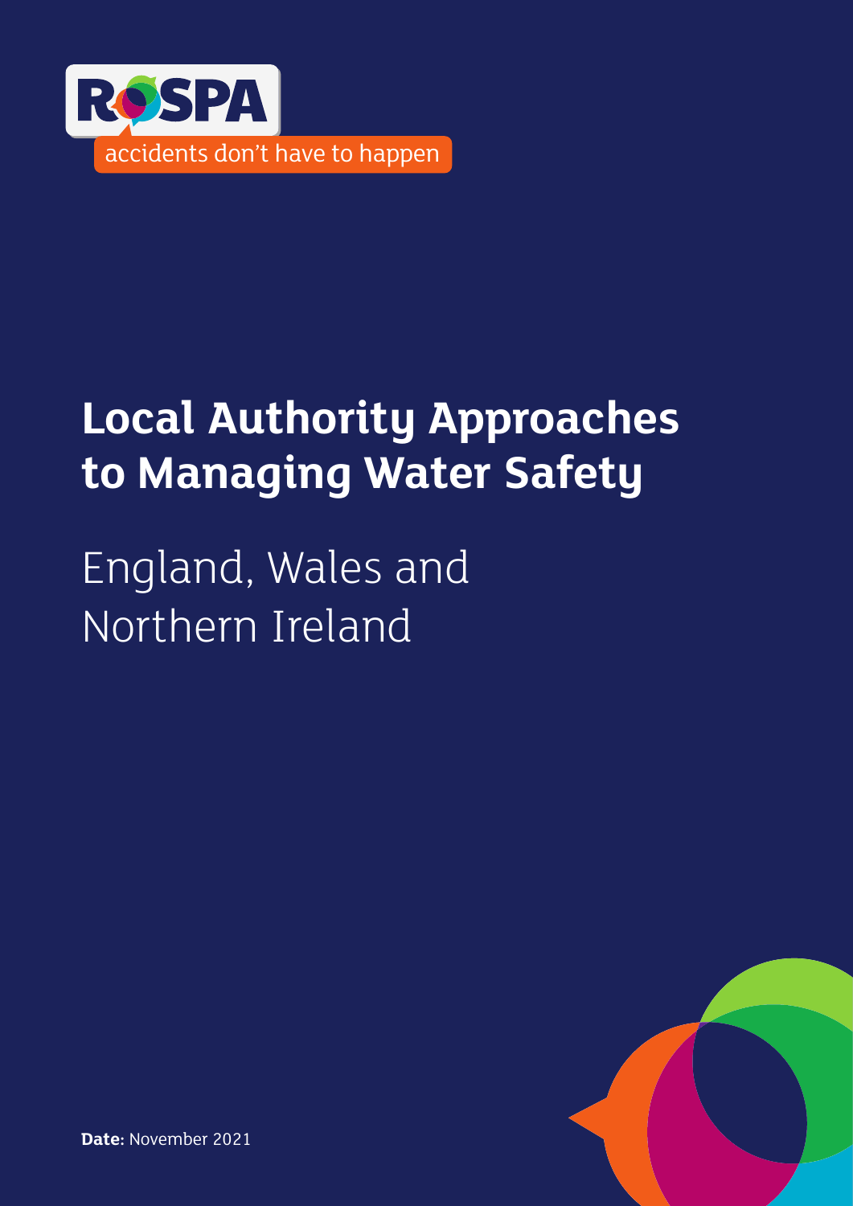RoSPA

accidents don't have to happen

# Local Authority Approaches to Managing Water Safety

## England, Wales and Northern Ireland

**Date:** November 2021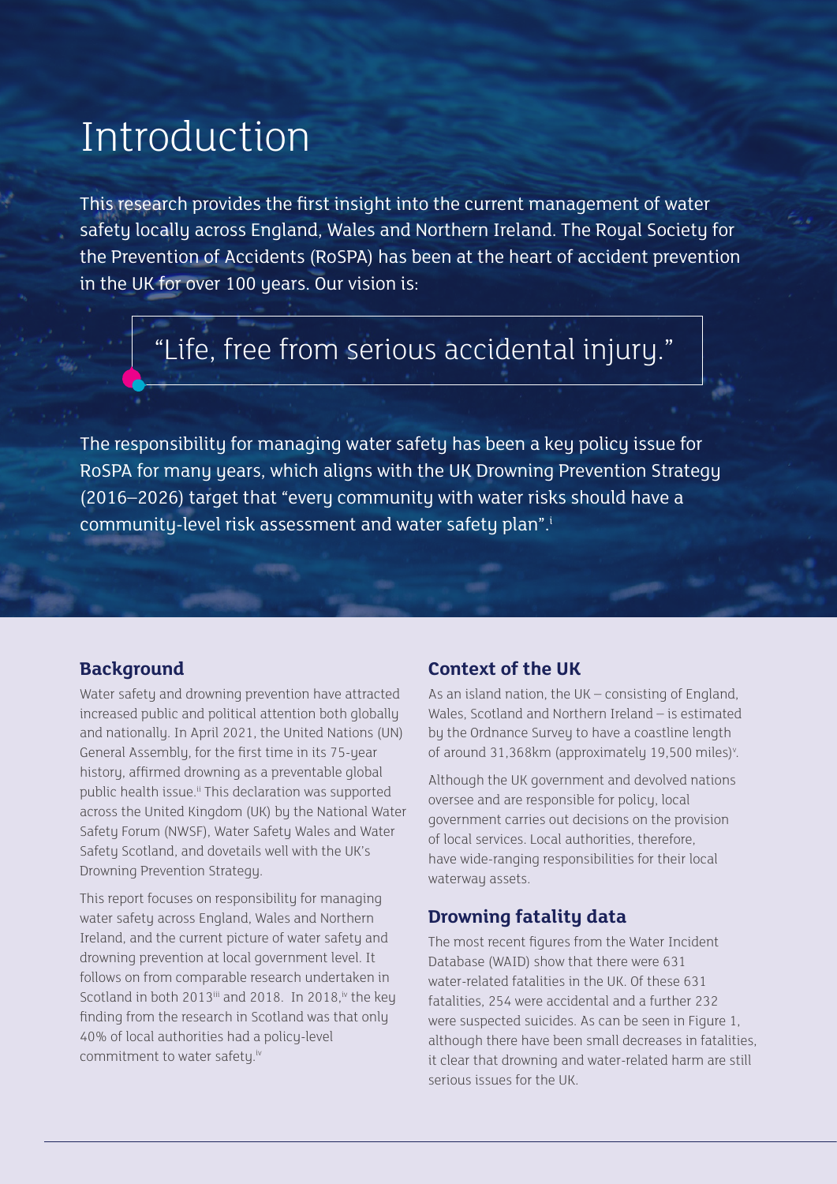# Introduction

This research provides the first insight into the current management of water safety locally across England, Wales and Northern Ireland. The Royal Society for the Prevention of Accidents (RoSPA) has been at the heart of accident prevention in the UK for over 100 years. Our vision is:

> "Life, free from serious accidental injury."

The responsibility for managing water safety has been a key policy issue for RoSPA for many years, which aligns with the UK Drowning Prevention Strategy (2016–2026) target that "every community with water risks should have a community-level risk assessment and water safety plan".[i]

## Background

Water safety and drowning prevention have attracted increased public and political attention both globally and nationally. In April 2021, the United Nations (UN) General Assembly, for the first time in its 75-year history, affirmed drowning as a preventable global public health issue.[ii] This declaration was supported across the United Kingdom (UK) by the National Water Safety Forum (NWSF), Water Safety Wales and Water Safety Scotland, and dovetails well with the UK's Drowning Prevention Strategy.

This report focuses on responsibility for managing water safety across England, Wales and Northern Ireland, and the current picture of water safety and drowning prevention at local government level. It follows on from comparable research undertaken in Scotland in both 2013[iii] and 2018. In 2018,[iv] the key finding from the research in Scotland was that only 40% of local authorities had a policy-level commitment to water safety.[iv]

## Context of the UK

As an island nation, the UK – consisting of England, Wales, Scotland and Northern Ireland – is estimated by the Ordnance Survey to have a coastline length of around 31,368km (approximately 19,500 miles)[v].

Although the UK government and devolved nations oversee and are responsible for policy, local government carries out decisions on the provision of local services. Local authorities, therefore, have wide-ranging responsibilities for their local waterway assets.

## Drowning fatality data

The most recent figures from the Water Incident Database (WAID) show that there were 631 water-related fatalities in the UK. Of these 631 fatalities, 254 were accidental and a further 232 were suspected suicides. As can be seen in Figure 1, although there have been small decreases in fatalities, it clear that drowning and water-related harm are still serious issues for the UK.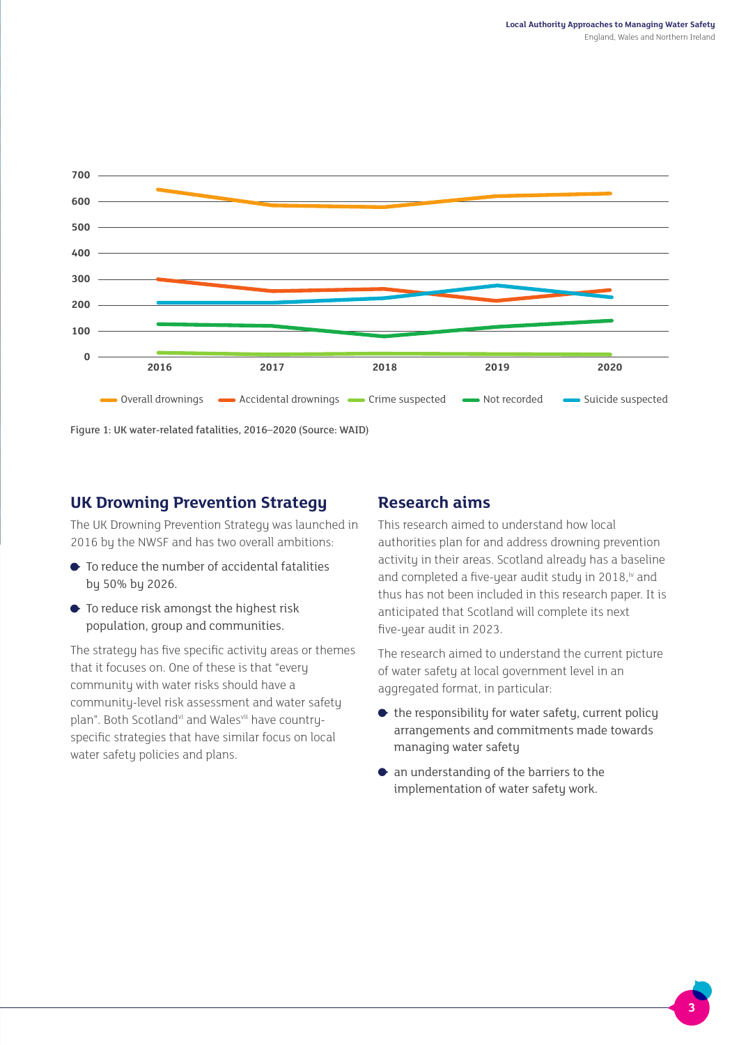Figure 1: UK water-related fatalities, 2016–2020 (Source: WAID)

## UK Drowning Prevention Strategy

The UK Drowning Prevention Strategy was launched in 2016 by the NWSF and has two overall ambitions:

- To reduce the number of accidental fatalities by 50% by 2026.
- To reduce risk amongst the highest risk population, group and communities.

The strategy has five specific activity areas or themes that it focuses on. One of these is that "every community with water risks should have a community-level risk assessment and water safety plan". Both Scotland[vi] and Wales[vii] have country-specific strategies that have similar focus on local water safety policies and plans.

## Research aims

This research aimed to understand how local authorities plan for and address drowning prevention activity in their areas. Scotland already has a baseline and completed a five-year audit study in 2018,[iv] and thus has not been included in this research paper. It is anticipated that Scotland will complete its next five-year audit in 2023.

The research aimed to understand the current picture of water safety at local government level in an aggregated format, in particular:

- the responsibility for water safety, current policy arrangements and commitments made towards managing water safety
- an understanding of the barriers to the implementation of water safety work.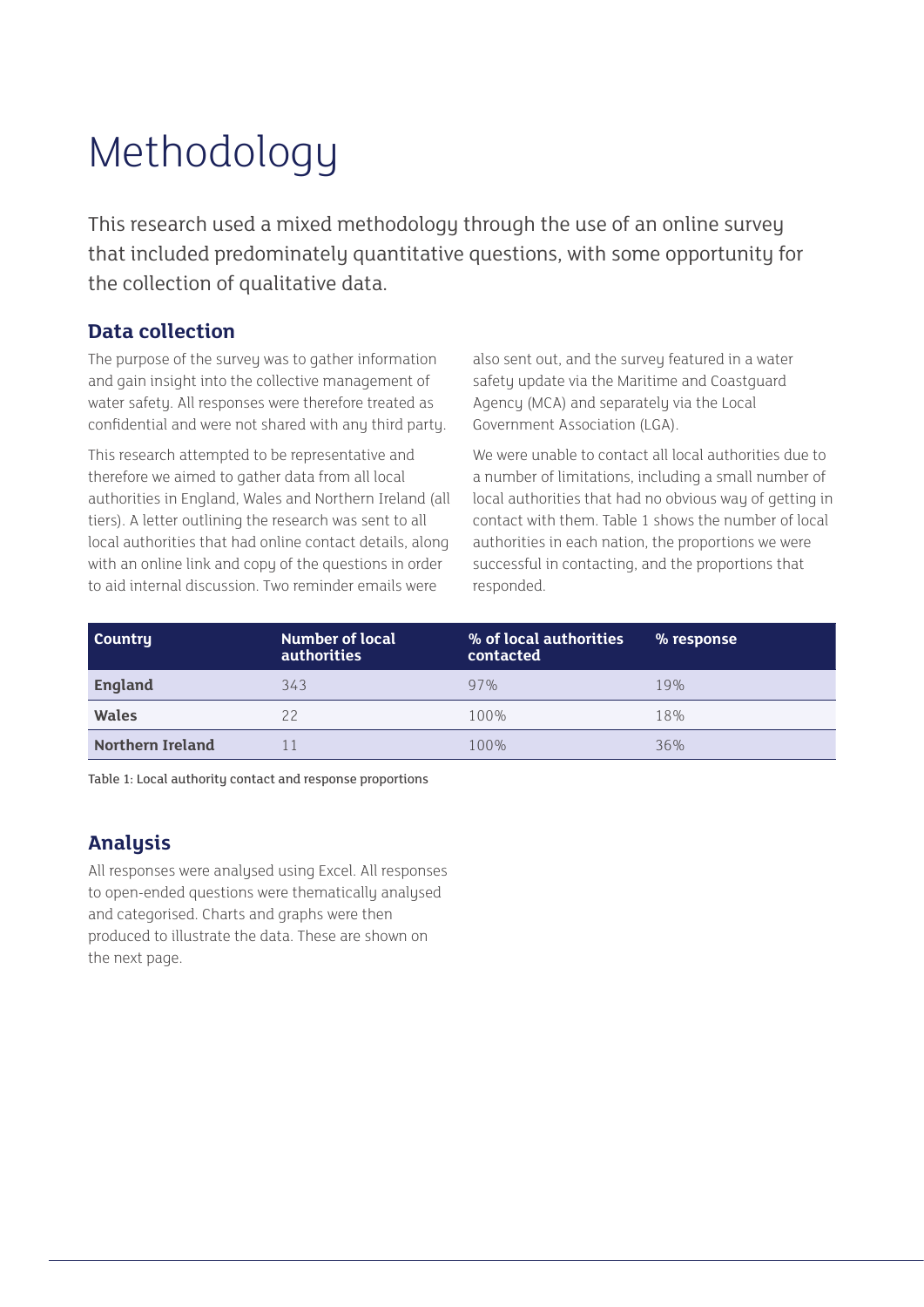# Methodology

This research used a mixed methodology through the use of an online survey that included predominately quantitative questions, with some opportunity for the collection of qualitative data.

## Data collection

The purpose of the survey was to gather information and gain insight into the collective management of water safety. All responses were therefore treated as confidential and were not shared with any third party.

This research attempted to be representative and therefore we aimed to gather data from all local authorities in England, Wales and Northern Ireland (all tiers). A letter outlining the research was sent to all local authorities that had online contact details, along with an online link and copy of the questions in order to aid internal discussion. Two reminder emails were also sent out, and the survey featured in a water safety update via the Maritime and Coastguard Agency (MCA) and separately via the Local Government Association (LGA).

We were unable to contact all local authorities due to a number of limitations, including a small number of local authorities that had no obvious way of getting in contact with them. Table 1 shows the number of local authorities in each nation, the proportions we were successful in contacting, and the proportions that responded.

| Country | Number of local authorities | % of local authorities contacted | % response |
|---|---|---|---|
| **England** | 343 | 97% | 19% |
| **Wales** | 22 | 100% | 18% |
| **Northern Ireland** | 11 | 100% | 36% |

Table 1: Local authority contact and response proportions

## Analysis

All responses were analysed using Excel. All responses to open-ended questions were thematically analysed and categorised. Charts and graphs were then produced to illustrate the data. These are shown on the next page.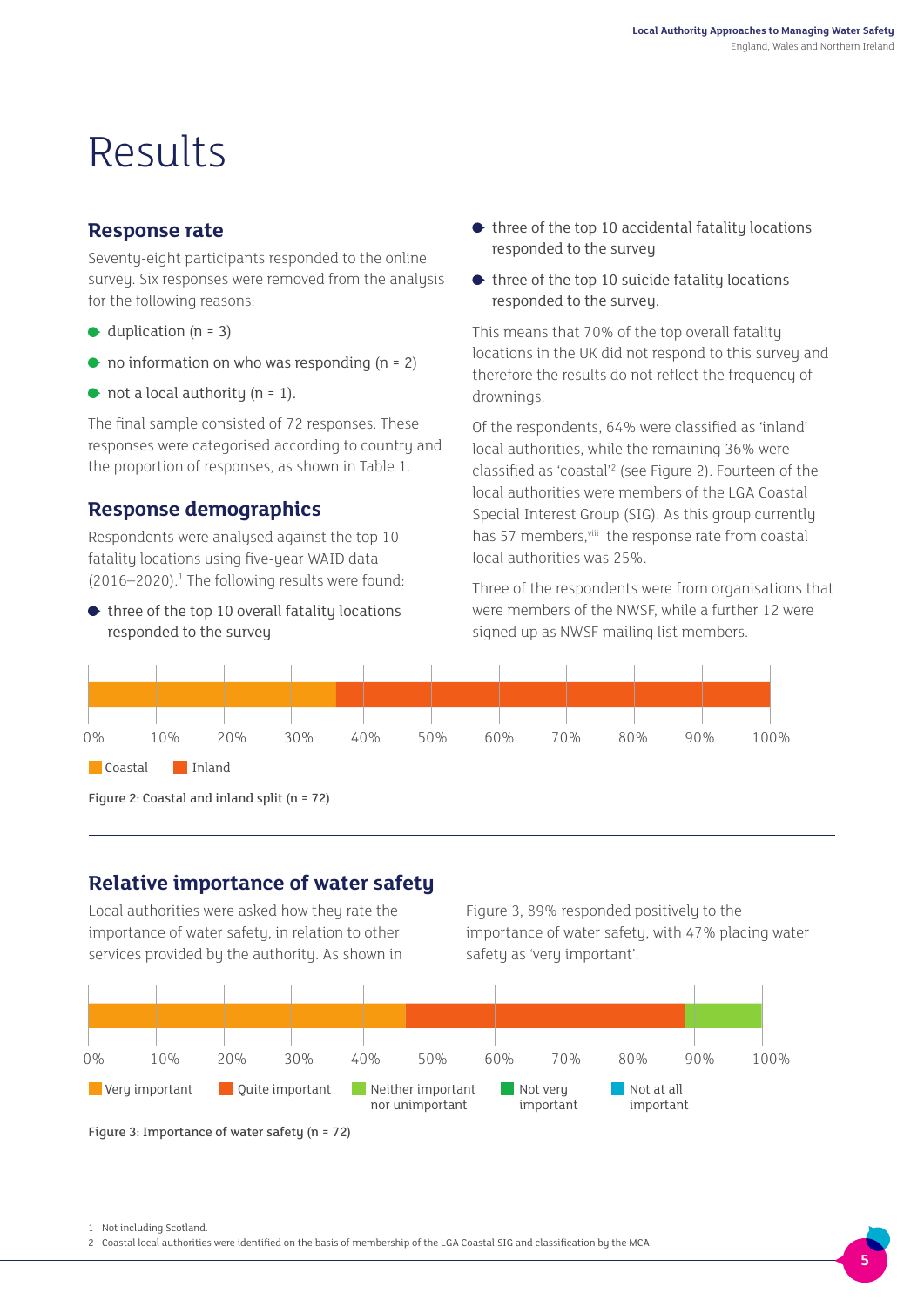# Results

## Response rate

Seventy-eight participants responded to the online survey. Six responses were removed from the analysis for the following reasons:

- duplication (n = 3)
- no information on who was responding (n = 2)
- not a local authority (n = 1).

The final sample consisted of 72 responses. These responses were categorised according to country and the proportion of responses, as shown in Table 1.

## Response demographics

Respondents were analysed against the top 10 fatality locations using five-year WAID data (2016–2020).[1] The following results were found:

- three of the top 10 overall fatality locations responded to the survey
- three of the top 10 accidental fatality locations responded to the survey
- three of the top 10 suicide fatality locations responded to the survey.

This means that 70% of the top overall fatality locations in the UK did not respond to this survey and therefore the results do not reflect the frequency of drownings.

Of the respondents, 64% were classified as 'inland' local authorities, while the remaining 36% were classified as 'coastal'[2] (see Figure 2). Fourteen of the local authorities were members of the LGA Coastal Special Interest Group (SIG). As this group currently has 57 members,[viii] the response rate from coastal local authorities was 25%.

Three of the respondents were from organisations that were members of the NWSF, while a further 12 were signed up as NWSF mailing list members.

Coastal | Inland

Figure 2: Coastal and inland split (n = 72)

## Relative importance of water safety

Local authorities were asked how they rate the importance of water safety, in relation to other services provided by the authority. As shown in Figure 3, 89% responded positively to the importance of water safety, with 47% placing water safety as 'very important'.

Very important | Quite important | Neither important nor unimportant | Not very important | Not at all important

Figure 3: Importance of water safety (n = 72)

1 Not including Scotland.

2 Coastal local authorities were identified on the basis of membership of the LGA Coastal SIG and classification by the MCA.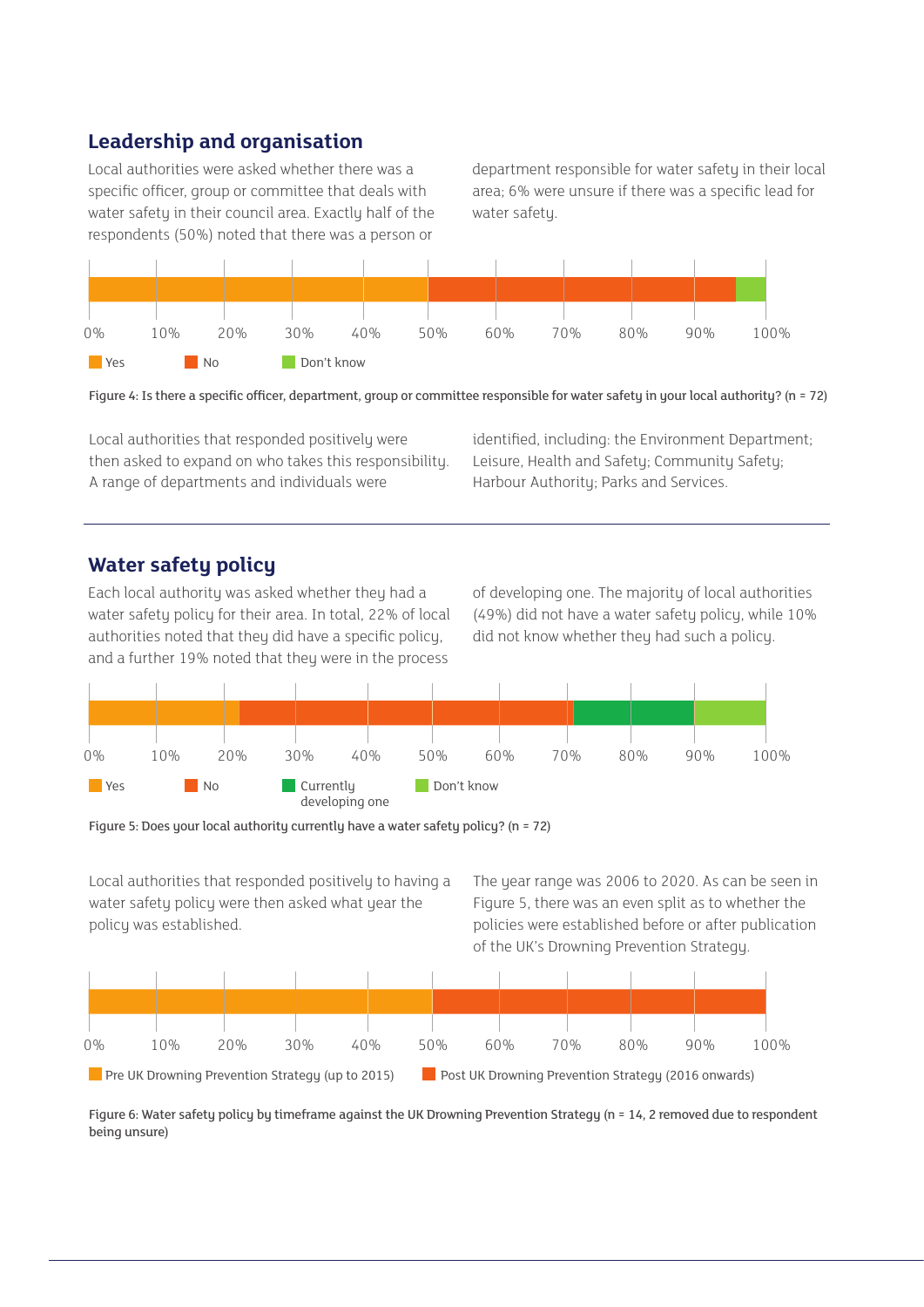## Leadership and organisation

Local authorities were asked whether there was a specific officer, group or committee that deals with water safety in their council area. Exactly half of the respondents (50%) noted that there was a person or department responsible for water safety in their local area; 6% were unsure if there was a specific lead for water safety.

Figure 4: Is there a specific officer, department, group or committee responsible for water safety in your local authority? (n = 72)

Local authorities that responded positively were then asked to expand on who takes this responsibility. A range of departments and individuals were identified, including: the Environment Department; Leisure, Health and Safety; Community Safety; Harbour Authority; Parks and Services.

## Water safety policy

Each local authority was asked whether they had a water safety policy for their area. In total, 22% of local authorities noted that they did have a specific policy, and a further 19% noted that they were in the process of developing one. The majority of local authorities (49%) did not have a water safety policy, while 10% did not know whether they had such a policy.

Figure 5: Does your local authority currently have a water safety policy? (n = 72)

Local authorities that responded positively to having a water safety policy were then asked what year the policy was established. The year range was 2006 to 2020. As can be seen in Figure 5, there was an even split as to whether the policies were established before or after publication of the UK's Drowning Prevention Strategy.

Figure 6: Water safety policy by timeframe against the UK Drowning Prevention Strategy (n = 14, 2 removed due to respondent being unsure)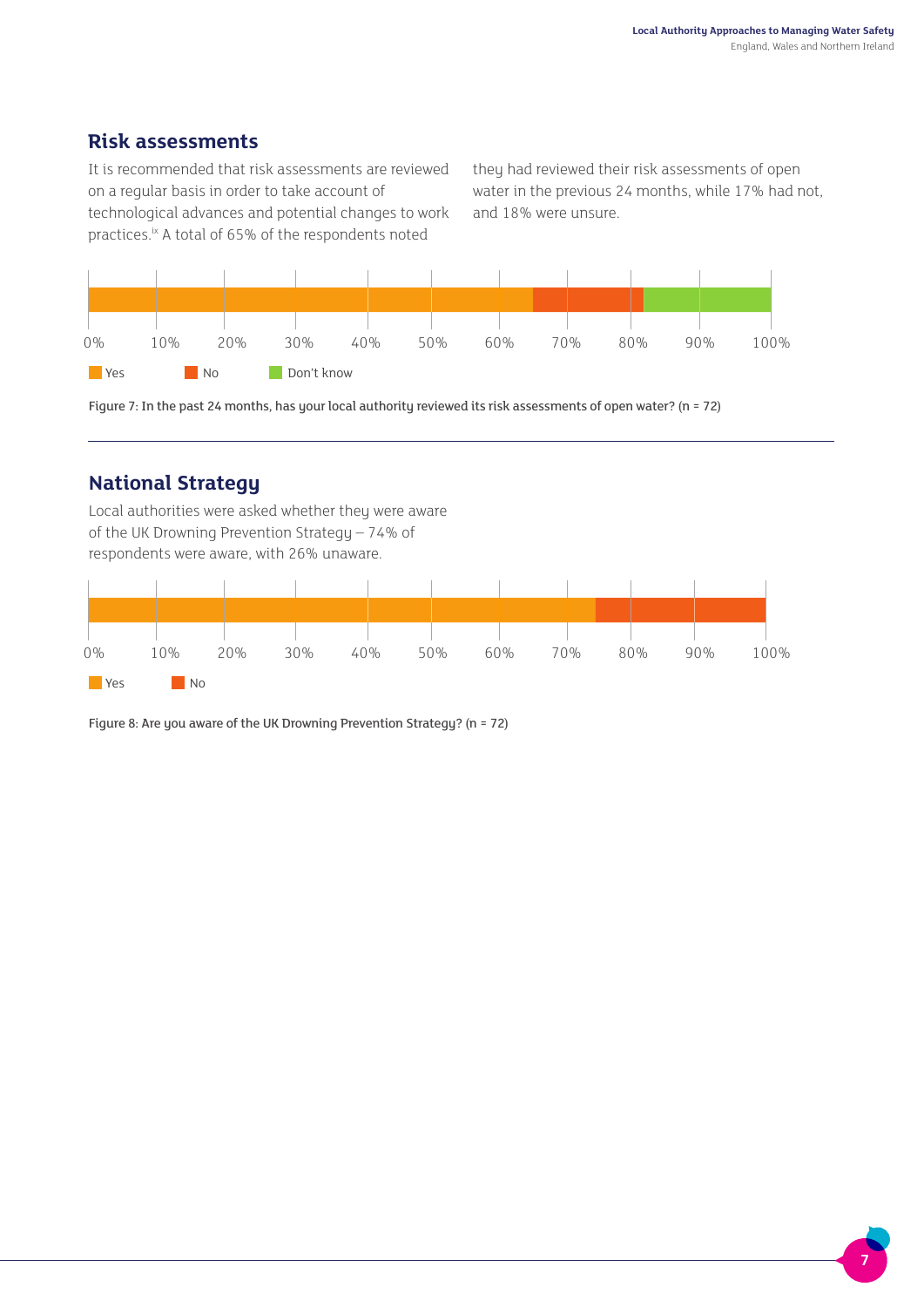## Risk assessments

It is recommended that risk assessments are reviewed on a regular basis in order to take account of technological advances and potential changes to work practices.[ix] A total of 65% of the respondents noted they had reviewed their risk assessments of open water in the previous 24 months, while 17% had not, and 18% were unsure.

Figure 7: In the past 24 months, has your local authority reviewed its risk assessments of open water? (n = 72)

## National Strategy

Local authorities were asked whether they were aware of the UK Drowning Prevention Strategy – 74% of respondents were aware, with 26% unaware.

Figure 8: Are you aware of the UK Drowning Prevention Strategy? (n = 72)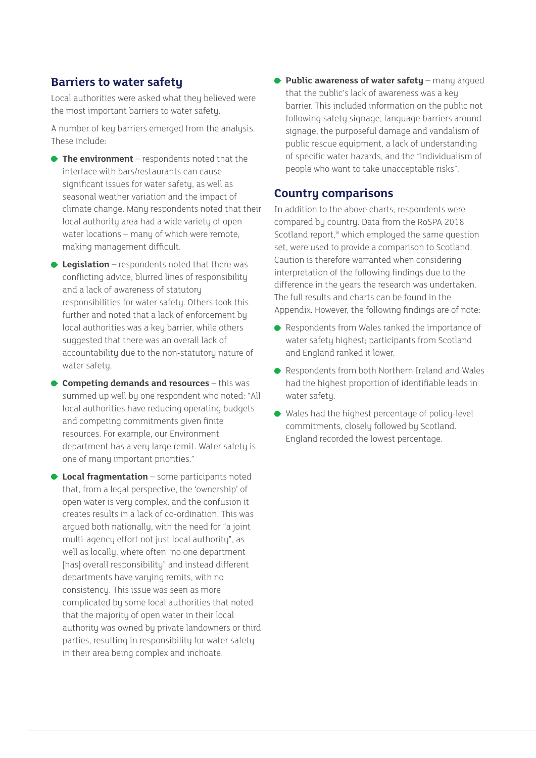## Barriers to water safety

Local authorities were asked what they believed were the most important barriers to water safety.

A number of key barriers emerged from the analysis. These include:

- **The environment** – respondents noted that the interface with bars/restaurants can cause significant issues for water safety, as well as seasonal weather variation and the impact of climate change. Many respondents noted that their local authority area had a wide variety of open water locations – many of which were remote, making management difficult.
- **Legislation** – respondents noted that there was conflicting advice, blurred lines of responsibility and a lack of awareness of statutory responsibilities for water safety. Others took this further and noted that a lack of enforcement by local authorities was a key barrier, while others suggested that there was an overall lack of accountability due to the non-statutory nature of water safety.
- **Competing demands and resources** – this was summed up well by one respondent who noted: "All local authorities have reducing operating budgets and competing commitments given finite resources. For example, our Environment department has a very large remit. Water safety is one of many important priorities."
- **Local fragmentation** – some participants noted that, from a legal perspective, the 'ownership' of open water is very complex, and the confusion it creates results in a lack of co-ordination. This was argued both nationally, with the need for "a joint multi-agency effort not just local authority", as well as locally, where often "no one department [has] overall responsibility" and instead different departments have varying remits, with no consistency. This issue was seen as more complicated by some local authorities that noted that the majority of open water in their local authority was owned by private landowners or third parties, resulting in responsibility for water safety in their area being complex and inchoate.
- **Public awareness of water safety** – many argued that the public's lack of awareness was a key barrier. This included information on the public not following safety signage, language barriers around signage, the purposeful damage and vandalism of public rescue equipment, a lack of understanding of specific water hazards, and the "individualism of people who want to take unacceptable risks".

## Country comparisons

In addition to the above charts, respondents were compared by country. Data from the RoSPA 2018 Scotland report,[iv] which employed the same question set, were used to provide a comparison to Scotland. Caution is therefore warranted when considering interpretation of the following findings due to the difference in the years the research was undertaken. The full results and charts can be found in the Appendix. However, the following findings are of note:

- Respondents from Wales ranked the importance of water safety highest; participants from Scotland and England ranked it lower.
- Respondents from both Northern Ireland and Wales had the highest proportion of identifiable leads in water safety.
- Wales had the highest percentage of policy-level commitments, closely followed by Scotland. England recorded the lowest percentage.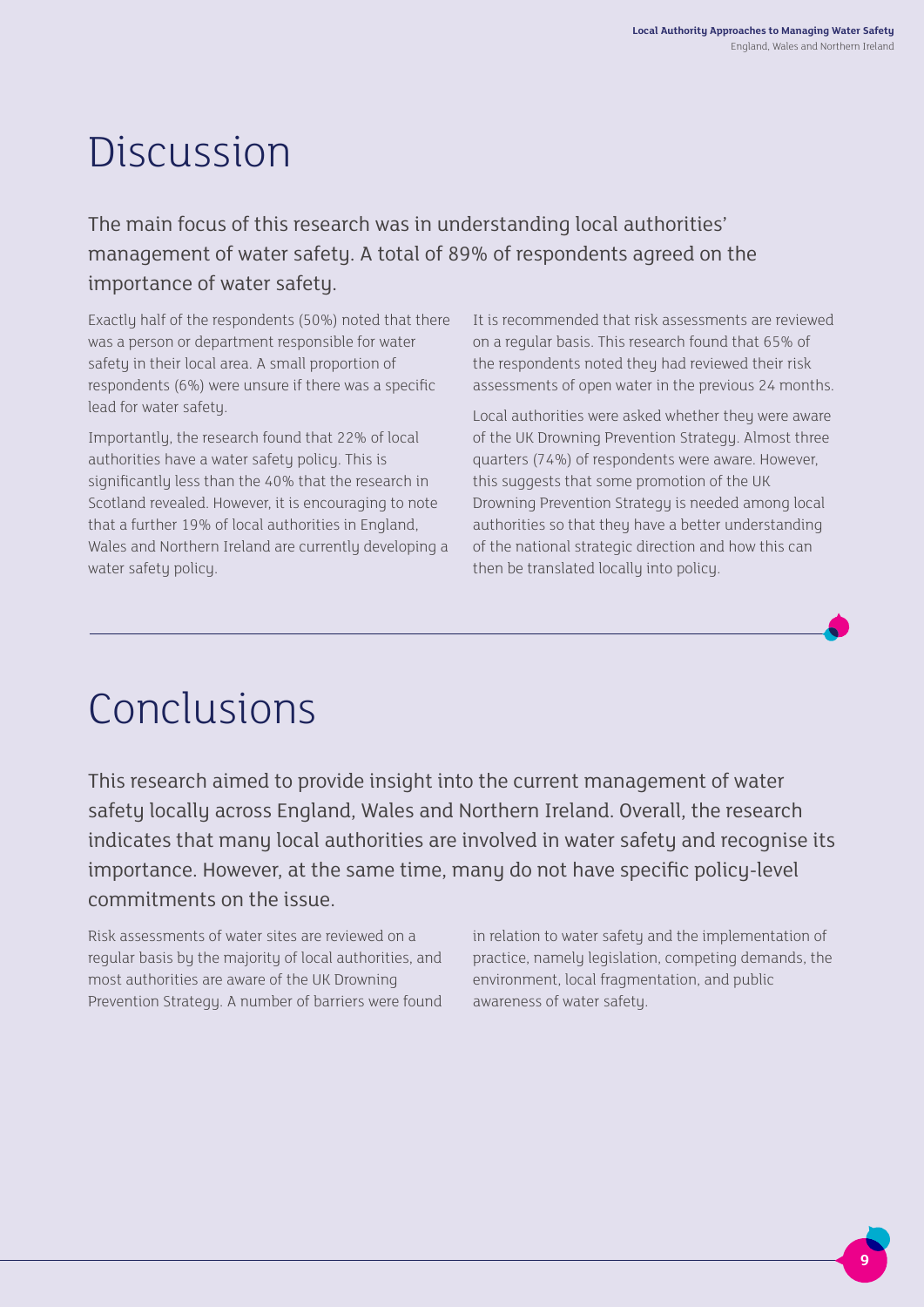# Discussion

The main focus of this research was in understanding local authorities' management of water safety. A total of 89% of respondents agreed on the importance of water safety.

Exactly half of the respondents (50%) noted that there was a person or department responsible for water safety in their local area. A small proportion of respondents (6%) were unsure if there was a specific lead for water safety.

Importantly, the research found that 22% of local authorities have a water safety policy. This is significantly less than the 40% that the research in Scotland revealed. However, it is encouraging to note that a further 19% of local authorities in England, Wales and Northern Ireland are currently developing a water safety policy.

It is recommended that risk assessments are reviewed on a regular basis. This research found that 65% of the respondents noted they had reviewed their risk assessments of open water in the previous 24 months.

Local authorities were asked whether they were aware of the UK Drowning Prevention Strategy. Almost three quarters (74%) of respondents were aware. However, this suggests that some promotion of the UK Drowning Prevention Strategy is needed among local authorities so that they have a better understanding of the national strategic direction and how this can then be translated locally into policy.

# Conclusions

This research aimed to provide insight into the current management of water safety locally across England, Wales and Northern Ireland. Overall, the research indicates that many local authorities are involved in water safety and recognise its importance. However, at the same time, many do not have specific policy-level commitments on the issue.

Risk assessments of water sites are reviewed on a regular basis by the majority of local authorities, and most authorities are aware of the UK Drowning Prevention Strategy. A number of barriers were found in relation to water safety and the implementation of practice, namely legislation, competing demands, the environment, local fragmentation, and public awareness of water safety.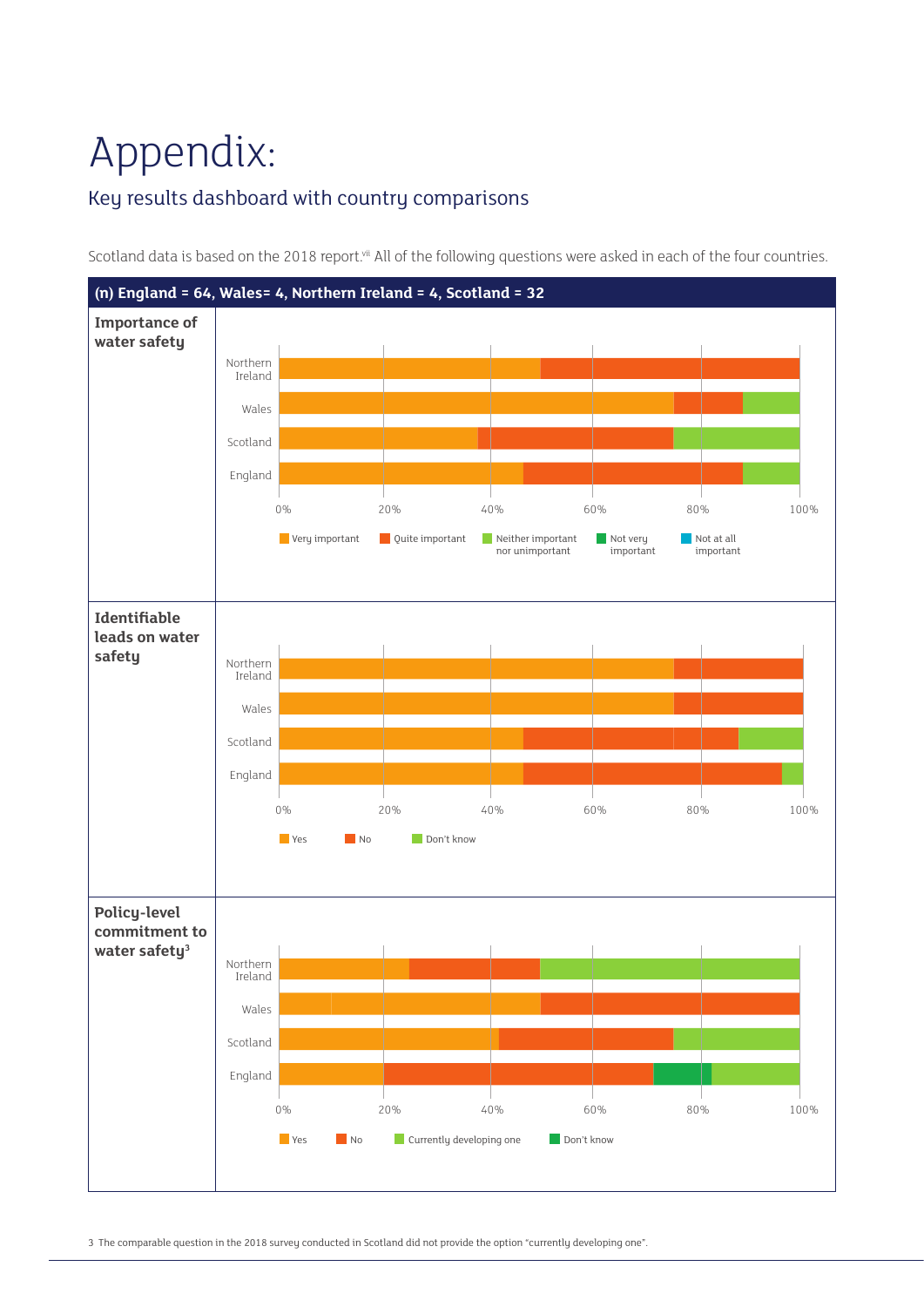# Appendix:

## Key results dashboard with country comparisons

Scotland data is based on the 2018 report.[vii] All of the following questions were asked in each of the four countries.

**(n) England = 64, Wales= 4, Northern Ireland = 4, Scotland = 32**

**Importance of water safety**

Northern Ireland, Wales, Scotland, England

0% 20% 40% 60% 80% 100%

Very important · Quite important · Neither important nor unimportant · Not very important · Not at all important

**Identifiable leads on water safety**

Northern Ireland, Wales, Scotland, England

0% 20% 40% 60% 80% 100%

Yes · No · Don't know

**Policy-level commitment to water safety[3]**

Northern Ireland, Wales, Scotland, England

0% 20% 40% 60% 80% 100%

Yes · No · Currently developing one · Don't know

3 The comparable question in the 2018 survey conducted in Scotland did not provide the option "currently developing one".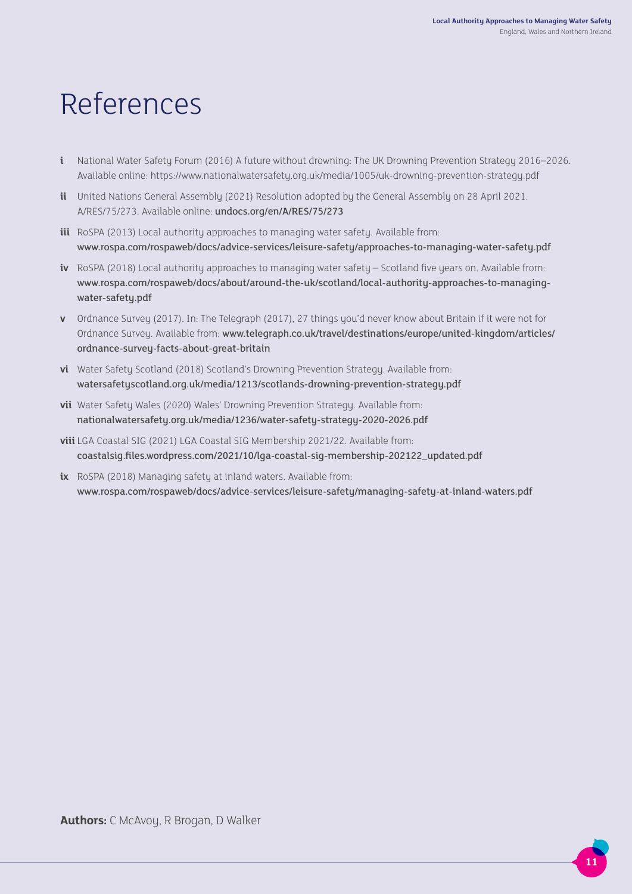# References

**i** National Water Safety Forum (2016) A future without drowning: The UK Drowning Prevention Strategy 2016–2026. Available online: https://www.nationalwatersafety.org.uk/media/1005/uk-drowning-prevention-strategy.pdf

**ii** United Nations General Assembly (2021) Resolution adopted by the General Assembly on 28 April 2021. A/RES/75/273. Available online: undocs.org/en/A/RES/75/273

**iii** RoSPA (2013) Local authority approaches to managing water safety. Available from: www.rospa.com/rospaweb/docs/advice-services/leisure-safety/approaches-to-managing-water-safety.pdf

**iv** RoSPA (2018) Local authority approaches to managing water safety – Scotland five years on. Available from: www.rospa.com/rospaweb/docs/about/around-the-uk/scotland/local-authority-approaches-to-managing-water-safety.pdf

**v** Ordnance Survey (2017). In: The Telegraph (2017), 27 things you'd never know about Britain if it were not for Ordnance Survey. Available from: www.telegraph.co.uk/travel/destinations/europe/united-kingdom/articles/ordnance-survey-facts-about-great-britain

**vi** Water Safety Scotland (2018) Scotland's Drowning Prevention Strategy. Available from: watersafetyscotland.org.uk/media/1213/scotlands-drowning-prevention-strategy.pdf

**vii** Water Safety Wales (2020) Wales' Drowning Prevention Strategy. Available from: nationalwatersafety.org.uk/media/1236/water-safety-strategy-2020-2026.pdf

**viii** LGA Coastal SIG (2021) LGA Coastal SIG Membership 2021/22. Available from: coastalsig.files.wordpress.com/2021/10/lga-coastal-sig-membership-202122_updated.pdf

**ix** RoSPA (2018) Managing safety at inland waters. Available from: www.rospa.com/rospaweb/docs/advice-services/leisure-safety/managing-safety-at-inland-waters.pdf

**Authors:** C McAvoy, R Brogan, D Walker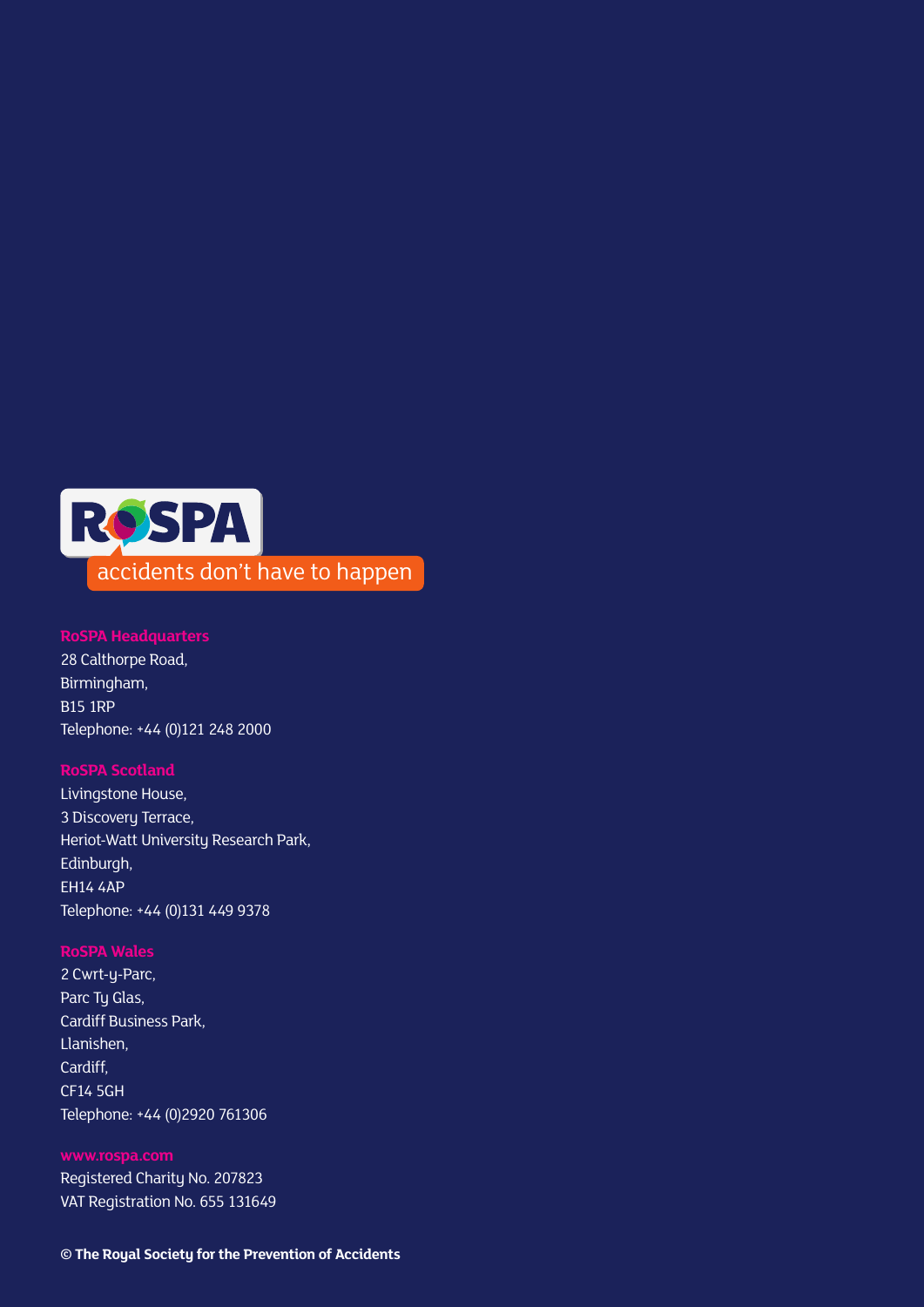RoSPA

accidents don't have to happen

**RoSPA Headquarters**
28 Calthorpe Road,
Birmingham,
B15 1RP
Telephone: +44 (0)121 248 2000

**RoSPA Scotland**
Livingstone House,
3 Discovery Terrace,
Heriot-Watt University Research Park,
Edinburgh,
EH14 4AP
Telephone: +44 (0)131 449 9378

**RoSPA Wales**
2 Cwrt-y-Parc,
Parc Ty Glas,
Cardiff Business Park,
Llanishen,
Cardiff,
CF14 5GH
Telephone: +44 (0)2920 761306

**www.rospa.com**
Registered Charity No. 207823
VAT Registration No. 655 131649

**© The Royal Society for the Prevention of Accidents**